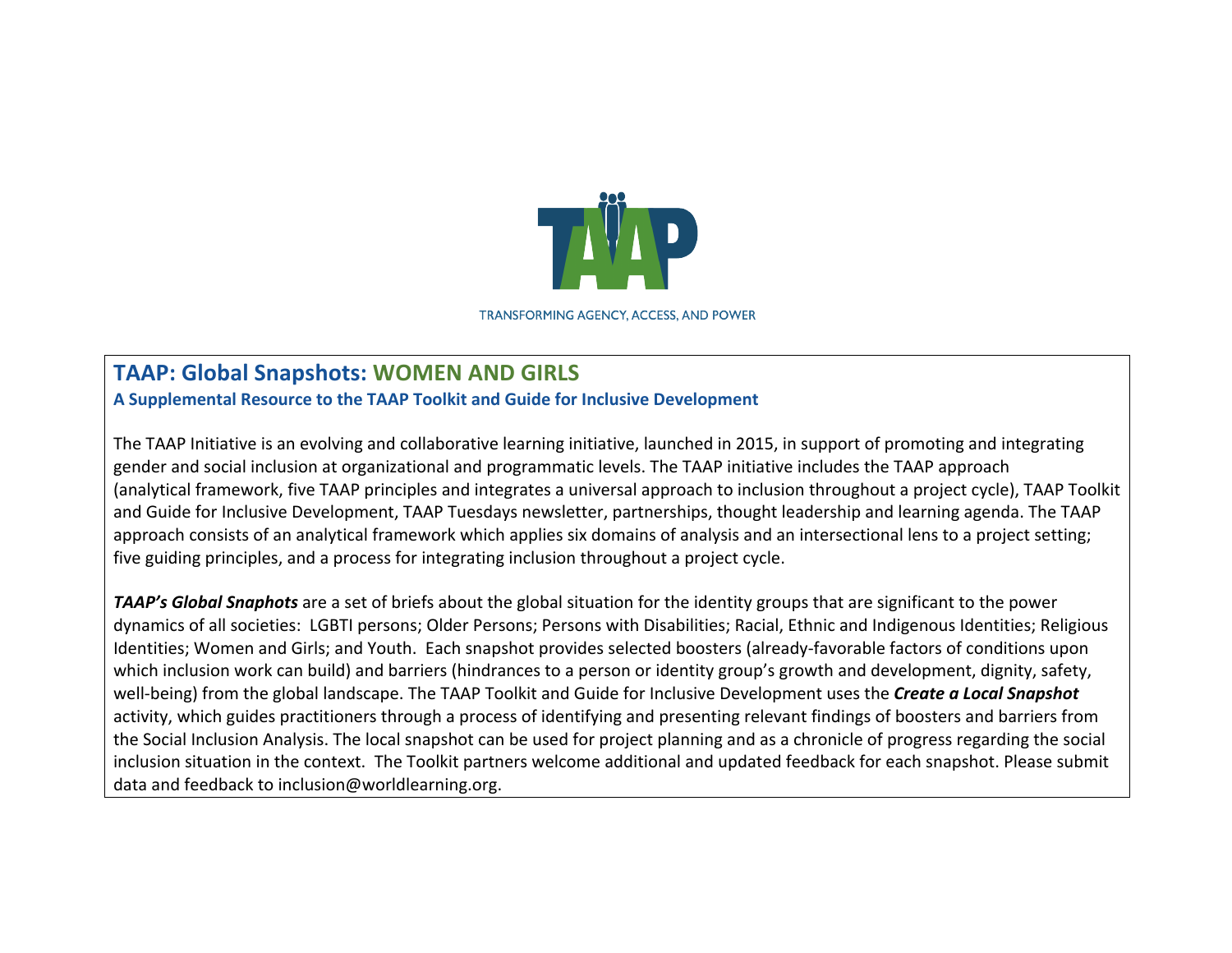TAAP

TRANSFORMING AGENCY, ACCESS, AND POWER

# TAAP: Global Snapshots: WOMEN AND GIRLS

### A Supplemental Resource to the TAAP Toolkit and Guide for Inclusive Development

The TAAP Initiative is an evolving and collaborative learning initiative, launched in 2015, in support of promoting and integrating gender and social inclusion at organizational and programmatic levels. The TAAP initiative includes the TAAP approach (analytical framework, five TAAP principles and integrates a universal approach to inclusion throughout a project cycle), TAAP Toolkit and Guide for Inclusive Development, TAAP Tuesdays newsletter, partnerships, thought leadership and learning agenda. The TAAP approach consists of an analytical framework which applies six domains of analysis and an intersectional lens to a project setting; five guiding principles, and a process for integrating inclusion throughout a project cycle.

***TAAP's Global Snaphots*** are a set of briefs about the global situation for the identity groups that are significant to the power dynamics of all societies: LGBTI persons; Older Persons; Persons with Disabilities; Racial, Ethnic and Indigenous Identities; Religious Identities; Women and Girls; and Youth. Each snapshot provides selected boosters (already-favorable factors of conditions upon which inclusion work can build) and barriers (hindrances to a person or identity group's growth and development, dignity, safety, well-being) from the global landscape. The TAAP Toolkit and Guide for Inclusive Development uses the ***Create a Local Snapshot*** activity, which guides practitioners through a process of identifying and presenting relevant findings of boosters and barriers from the Social Inclusion Analysis. The local snapshot can be used for project planning and as a chronicle of progress regarding the social inclusion situation in the context. The Toolkit partners welcome additional and updated feedback for each snapshot. Please submit data and feedback to inclusion@worldlearning.org.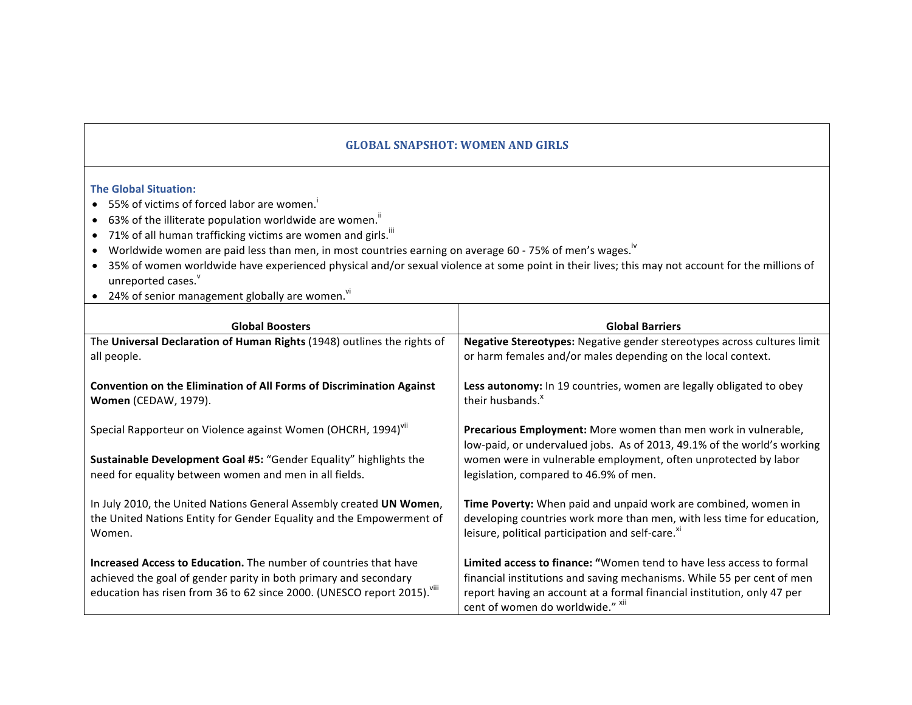## GLOBAL SNAPSHOT: WOMEN AND GIRLS

**The Global Situation:**

- 55% of victims of forced labor are women.[i]
- 63% of the illiterate population worldwide are women.[ii]
- 71% of all human trafficking victims are women and girls.[iii]
- Worldwide women are paid less than men, in most countries earning on average 60 - 75% of men's wages.[iv]
- 35% of women worldwide have experienced physical and/or sexual violence at some point in their lives; this may not account for the millions of unreported cases.[v]
- 24% of senior management globally are women.[vi]

| Global Boosters | Global Barriers |
| --- | --- |
| The **Universal Declaration of Human Rights** (1948) outlines the rights of all people. | **Negative Stereotypes:** Negative gender stereotypes across cultures limit or harm females and/or males depending on the local context. |
| **Convention on the Elimination of All Forms of Discrimination Against Women** (CEDAW, 1979). | **Less autonomy:** In 19 countries, women are legally obligated to obey their husbands.[x] |
| Special Rapporteur on Violence against Women (OHCRH, 1994)[vii]<br><br>**Sustainable Development Goal #5:** "Gender Equality" highlights the need for equality between women and men in all fields. | **Precarious Employment:** More women than men work in vulnerable, low-paid, or undervalued jobs. As of 2013, 49.1% of the world's working women were in vulnerable employment, often unprotected by labor legislation, compared to 46.9% of men. |
| In July 2010, the United Nations General Assembly created **UN Women**, the United Nations Entity for Gender Equality and the Empowerment of Women. | **Time Poverty:** When paid and unpaid work are combined, women in developing countries work more than men, with less time for education, leisure, political participation and self-care.[xi] |
| **Increased Access to Education.** The number of countries that have achieved the goal of gender parity in both primary and secondary education has risen from 36 to 62 since 2000. (UNESCO report 2015).[viii] | **Limited access to finance:** "Women tend to have less access to formal financial institutions and saving mechanisms. While 55 per cent of men report having an account at a formal financial institution, only 47 per cent of women do worldwide." [xii] |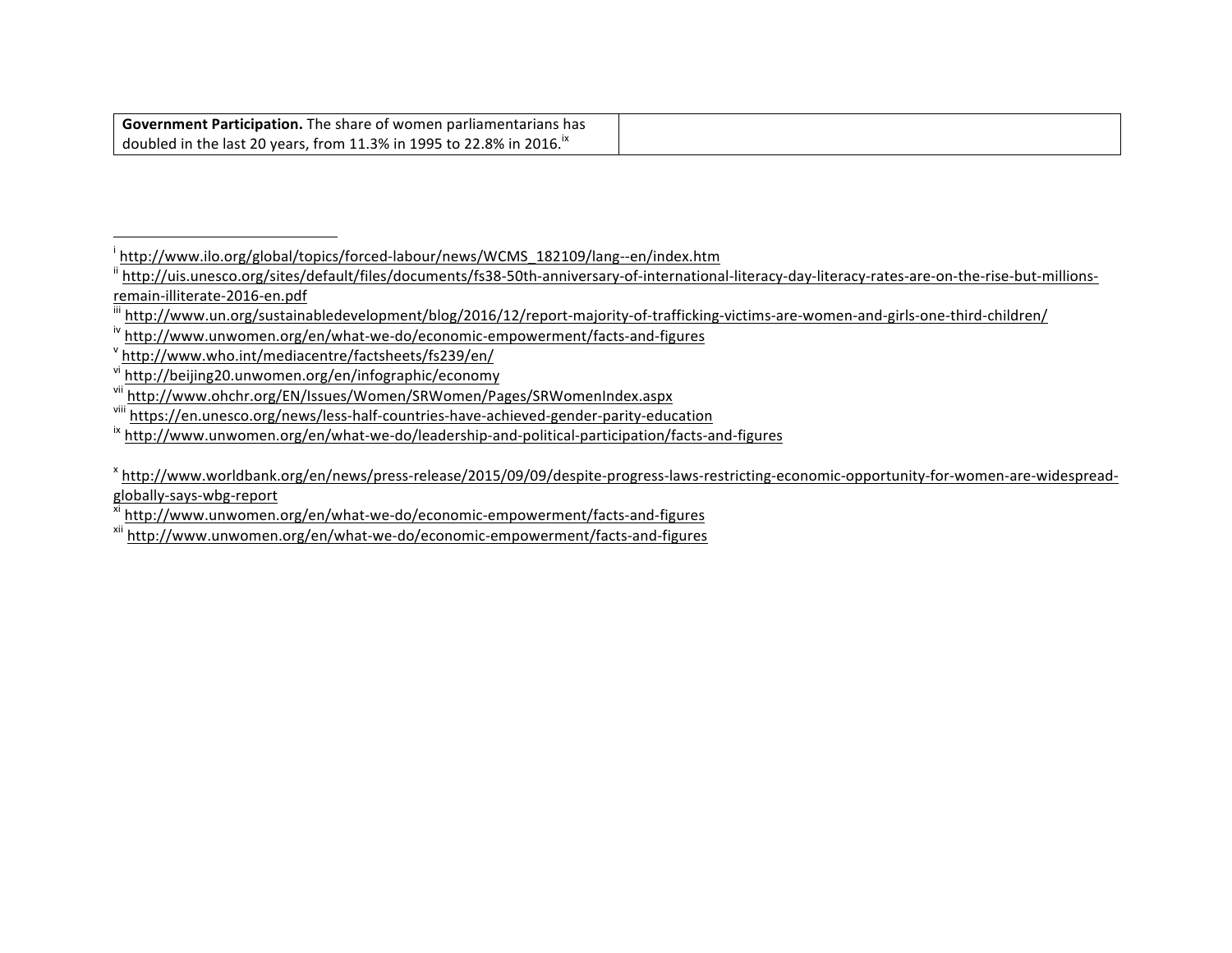| | |
|---|---|
| **Government Participation.** The share of women parliamentarians has doubled in the last 20 years, from 11.3% in 1995 to 22.8% in 2016.[ix] | |

[i] http://www.ilo.org/global/topics/forced-labour/news/WCMS_182109/lang--en/index.htm

[ii] http://uis.unesco.org/sites/default/files/documents/fs38-50th-anniversary-of-international-literacy-day-literacy-rates-are-on-the-rise-but-millions-remain-illiterate-2016-en.pdf

[iii] http://www.un.org/sustainabledevelopment/blog/2016/12/report-majority-of-trafficking-victims-are-women-and-girls-one-third-children/

[iv] http://www.unwomen.org/en/what-we-do/economic-empowerment/facts-and-figures

[v] http://www.who.int/mediacentre/factsheets/fs239/en/

[vi] http://beijing20.unwomen.org/en/infographic/economy

[vii] http://www.ohchr.org/EN/Issues/Women/SRWomen/Pages/SRWomenIndex.aspx

[viii] https://en.unesco.org/news/less-half-countries-have-achieved-gender-parity-education

[ix] http://www.unwomen.org/en/what-we-do/leadership-and-political-participation/facts-and-figures

[x] http://www.worldbank.org/en/news/press-release/2015/09/09/despite-progress-laws-restricting-economic-opportunity-for-women-are-widespread-globally-says-wbg-report

[xi] http://www.unwomen.org/en/what-we-do/economic-empowerment/facts-and-figures

[xii] http://www.unwomen.org/en/what-we-do/economic-empowerment/facts-and-figures